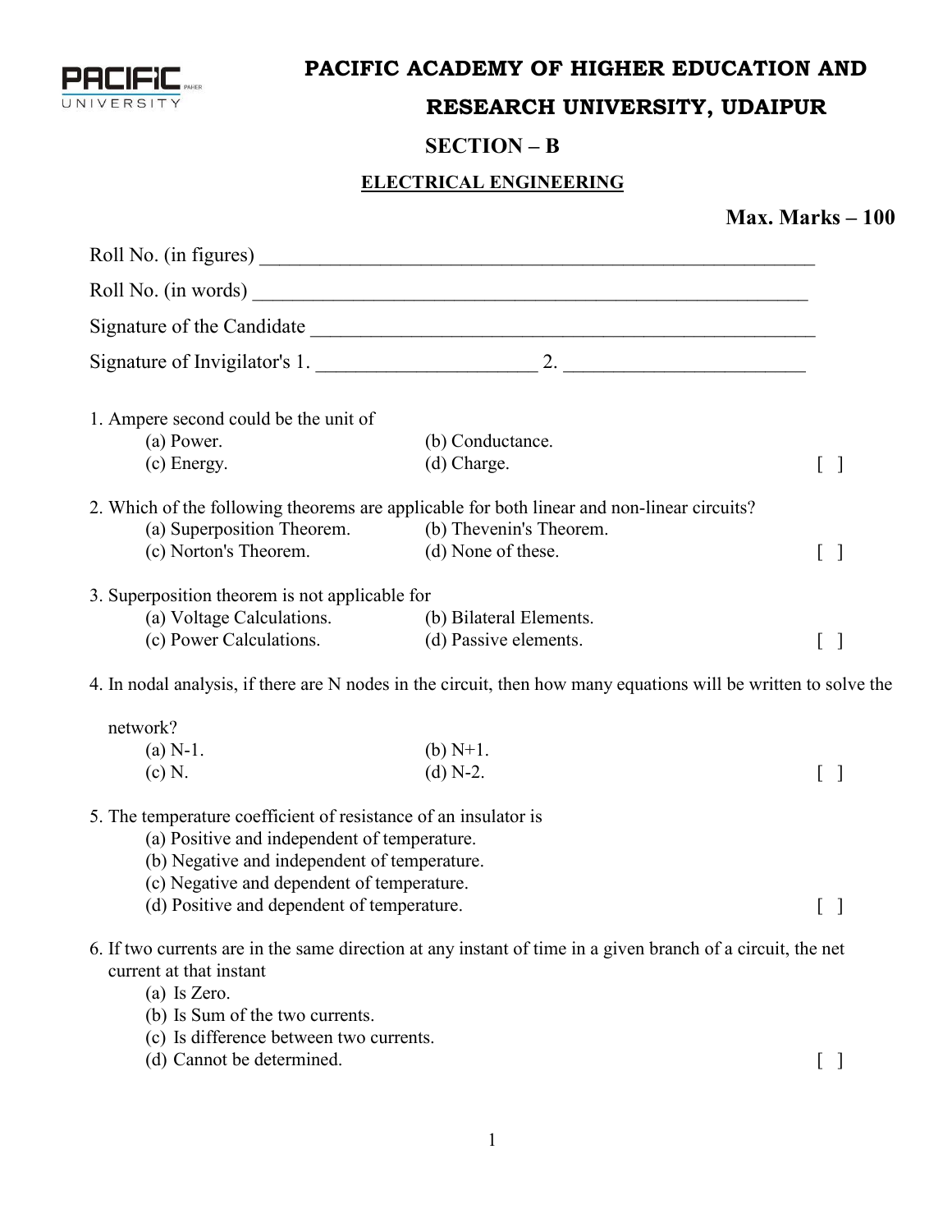# PACIFIC ACADEMY OF HIGHER EDUCATION AND RESEARCH UNIVERSITY, UDAIPUR

## SECTION – B

### ELECTRICAL ENGINEERING

**Max. Marks – 100**

Roll No. (in figures) ____________________________________________________________

Roll No. (in words) ____________________________________________________________

Signature of the Candidate ______________________________________________________

Signature of Invigilator's 1. ______________________ 2. ________________________

1. Ampere second could be the unit of
   - (a) Power.
   - (b) Conductance.
   - (c) Energy.
   - (d) Charge.

   [ ]

2. Which of the following theorems are applicable for both linear and non-linear circuits?
   - (a) Superposition Theorem.
   - (b) Thevenin's Theorem.
   - (c) Norton's Theorem.
   - (d) None of these.

   [ ]

3. Superposition theorem is not applicable for
   - (a) Voltage Calculations.
   - (b) Bilateral Elements.
   - (c) Power Calculations.
   - (d) Passive elements.

   [ ]

4. In nodal analysis, if there are N nodes in the circuit, then how many equations will be written to solve the network?
   - (a) N-1.
   - (b) N+1.
   - (c) N.
   - (d) N-2.

   [ ]

5. The temperature coefficient of resistance of an insulator is
   - (a) Positive and independent of temperature.
   - (b) Negative and independent of temperature.
   - (c) Negative and dependent of temperature.
   - (d) Positive and dependent of temperature.

   [ ]

6. If two currents are in the same direction at any instant of time in a given branch of a circuit, the net current at that instant
   - (a) Is Zero.
   - (b) Is Sum of the two currents.
   - (c) Is difference between two currents.
   - (d) Cannot be determined.

   [ ]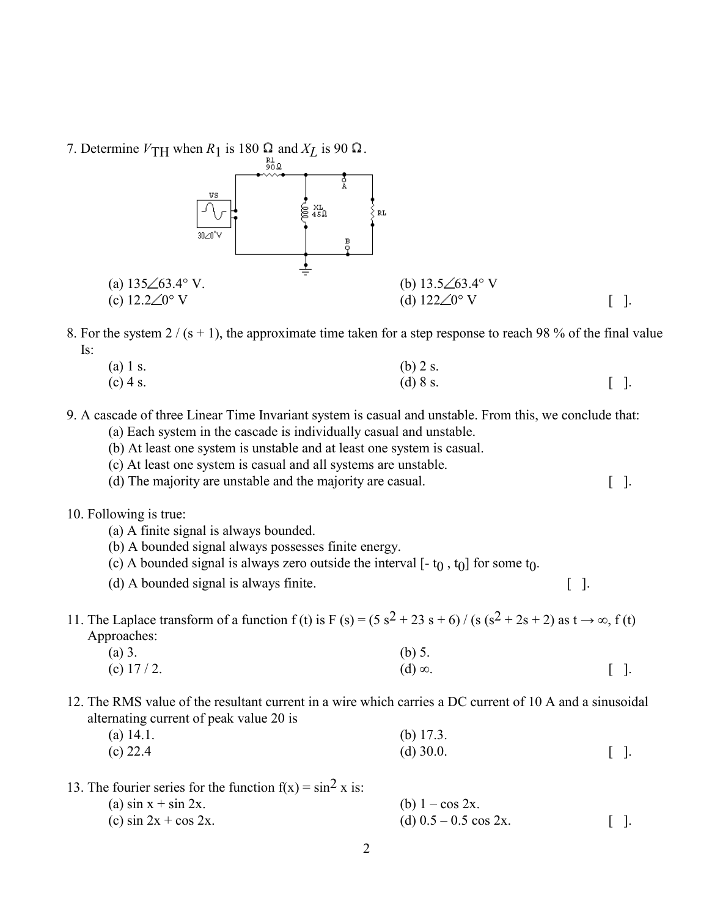7. Determine $V_{TH}$ when $R_1$ is 180 Ω and $X_L$ is 90 Ω.

(a) 135∠63.4° V. (b) 13.5∠63.4° V
(c) 12.2∠0° V (d) 122∠0° V [ ].

8. For the system 2 / (s + 1), the approximate time taken for a step response to reach 98 % of the final value Is:

(a) 1 s. (b) 2 s.
(c) 4 s. (d) 8 s. [ ].

9. A cascade of three Linear Time Invariant system is casual and unstable. From this, we conclude that:

(a) Each system in the cascade is individually casual and unstable.
(b) At least one system is unstable and at least one system is casual.
(c) At least one system is casual and all systems are unstable.
(d) The majority are unstable and the majority are casual. [ ].

10. Following is true:

(a) A finite signal is always bounded.
(b) A bounded signal always possesses finite energy.
(c) A bounded signal is always zero outside the interval [$-t_0$ , $t_0$] for some $t_0$.
(d) A bounded signal is always finite. [ ].

11. The Laplace transform of a function f (t) is F (s) = $(5s^2 + 23s + 6) / (s(s^2 + 2s + 2)$ as $t \rightarrow \infty$, f (t) Approaches:

(a) 3. (b) 5.
(c) 17 / 2. (d) ∞. [ ].

12. The RMS value of the resultant current in a wire which carries a DC current of 10 A and a sinusoidal alternating current of peak value 20 is

(a) 14.1. (b) 17.3.
(c) 22.4 (d) 30.0. [ ].

13. The fourier series for the function $f(x) = \sin^2 x$ is:

(a) sin x + sin 2x. (b) 1 – cos 2x.
(c) sin 2x + cos 2x. (d) 0.5 – 0.5 cos 2x. [ ].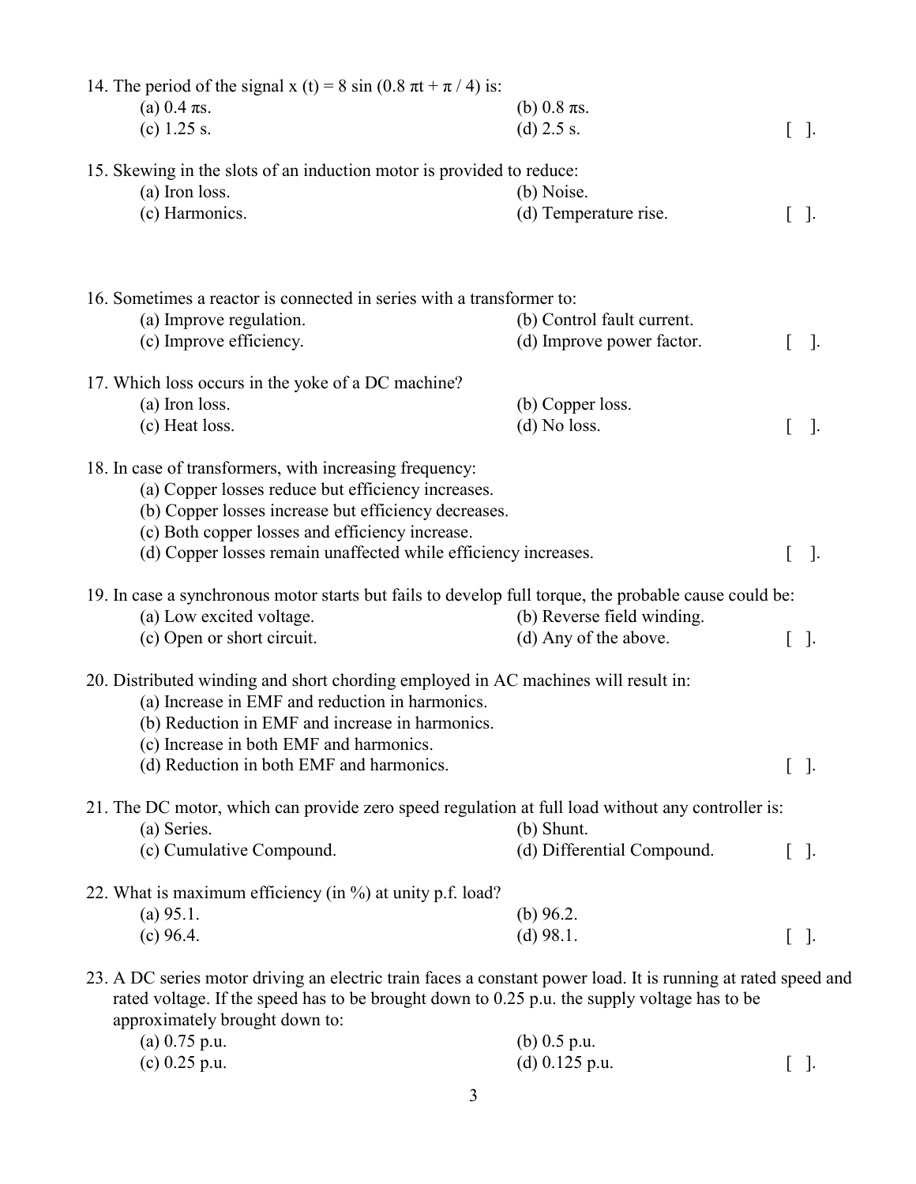14. The period of the signal $x(t) = 8 \sin(0.8 \pi t + \pi / 4)$ is:
    (a) $0.4 \pi$s.
    (b) $0.8 \pi$s.
    (c) 1.25 s.
    (d) 2.5 s. [ ].

15. Skewing in the slots of an induction motor is provided to reduce:
    (a) Iron loss.
    (b) Noise.
    (c) Harmonics.
    (d) Temperature rise. [ ].

16. Sometimes a reactor is connected in series with a transformer to:
    (a) Improve regulation.
    (b) Control fault current.
    (c) Improve efficiency.
    (d) Improve power factor. [ ].

17. Which loss occurs in the yoke of a DC machine?
    (a) Iron loss.
    (b) Copper loss.
    (c) Heat loss.
    (d) No loss. [ ].

18. In case of transformers, with increasing frequency:
    (a) Copper losses reduce but efficiency increases.
    (b) Copper losses increase but efficiency decreases.
    (c) Both copper losses and efficiency increase.
    (d) Copper losses remain unaffected while efficiency increases. [ ].

19. In case a synchronous motor starts but fails to develop full torque, the probable cause could be:
    (a) Low excited voltage.
    (b) Reverse field winding.
    (c) Open or short circuit.
    (d) Any of the above. [ ].

20. Distributed winding and short chording employed in AC machines will result in:
    (a) Increase in EMF and reduction in harmonics.
    (b) Reduction in EMF and increase in harmonics.
    (c) Increase in both EMF and harmonics.
    (d) Reduction in both EMF and harmonics. [ ].

21. The DC motor, which can provide zero speed regulation at full load without any controller is:
    (a) Series.
    (b) Shunt.
    (c) Cumulative Compound.
    (d) Differential Compound. [ ].

22. What is maximum efficiency (in %) at unity p.f. load?
    (a) 95.1.
    (b) 96.2.
    (c) 96.4.
    (d) 98.1. [ ].

23. A DC series motor driving an electric train faces a constant power load. It is running at rated speed and rated voltage. If the speed has to be brought down to 0.25 p.u. the supply voltage has to be approximately brought down to:
    (a) 0.75 p.u.
    (b) 0.5 p.u.
    (c) 0.25 p.u.
    (d) 0.125 p.u. [ ].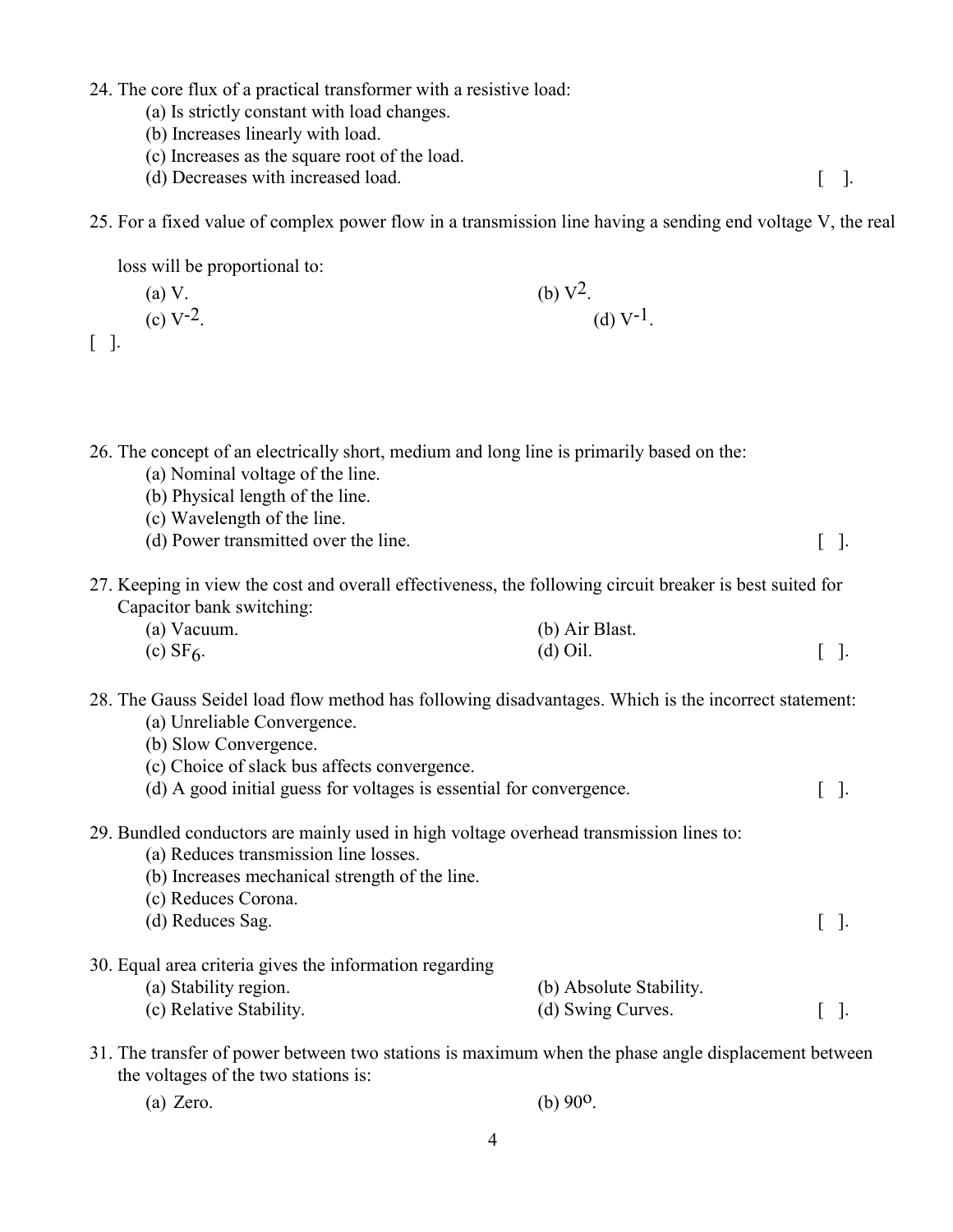24. The core flux of a practical transformer with a resistive load:
    (a) Is strictly constant with load changes.
    (b) Increases linearly with load.
    (c) Increases as the square root of the load.
    (d) Decreases with increased load. [ ].

25. For a fixed value of complex power flow in a transmission line having a sending end voltage V, the real loss will be proportional to:
    (a) V. (b) $V^2$.
    (c) $V^{-2}$. (d) $V^{-1}$.
    [ ].

26. The concept of an electrically short, medium and long line is primarily based on the:
    (a) Nominal voltage of the line.
    (b) Physical length of the line.
    (c) Wavelength of the line.
    (d) Power transmitted over the line. [ ].

27. Keeping in view the cost and overall effectiveness, the following circuit breaker is best suited for Capacitor bank switching:
    (a) Vacuum. (b) Air Blast.
    (c) $SF_6$. (d) Oil. [ ].

28. The Gauss Seidel load flow method has following disadvantages. Which is the incorrect statement:
    (a) Unreliable Convergence.
    (b) Slow Convergence.
    (c) Choice of slack bus affects convergence.
    (d) A good initial guess for voltages is essential for convergence. [ ].

29. Bundled conductors are mainly used in high voltage overhead transmission lines to:
    (a) Reduces transmission line losses.
    (b) Increases mechanical strength of the line.
    (c) Reduces Corona.
    (d) Reduces Sag. [ ].

30. Equal area criteria gives the information regarding
    (a) Stability region. (b) Absolute Stability.
    (c) Relative Stability. (d) Swing Curves. [ ].

31. The transfer of power between two stations is maximum when the phase angle displacement between the voltages of the two stations is:
    (a) Zero. (b) $90^o$.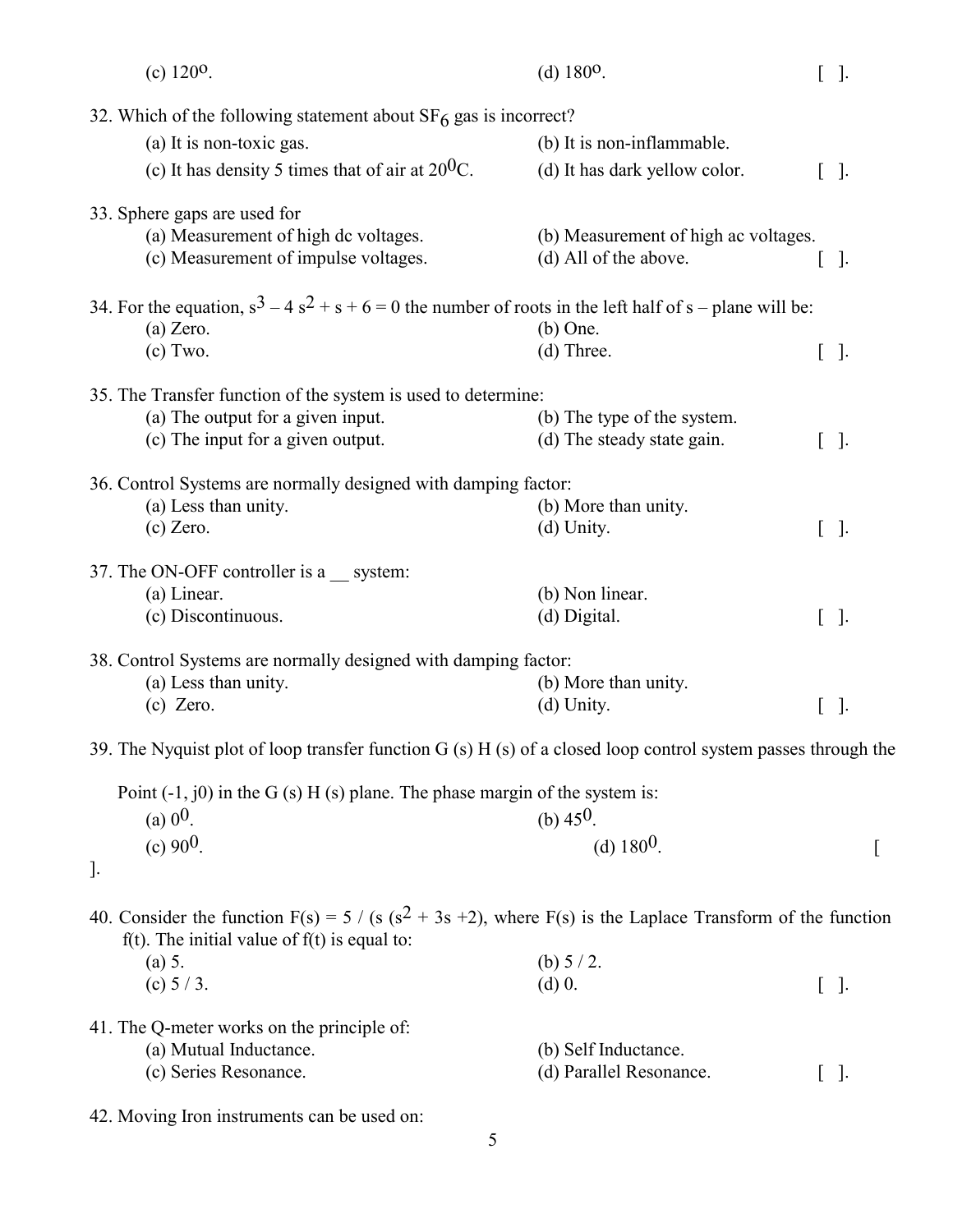(c) $120^{o}$. (d) $180^{o}$. [ ].

32. Which of the following statement about $SF_6$ gas is incorrect?
    (a) It is non-toxic gas. (b) It is non-inflammable.
    (c) It has density 5 times that of air at $20^{0}C$. (d) It has dark yellow color. [ ].

33. Sphere gaps are used for
    (a) Measurement of high dc voltages. (b) Measurement of high ac voltages.
    (c) Measurement of impulse voltages. (d) All of the above. [ ].

34. For the equation, $s^3 - 4s^2 + s + 6 = 0$ the number of roots in the left half of s – plane will be:
    (a) Zero. (b) One.
    (c) Two. (d) Three. [ ].

35. The Transfer function of the system is used to determine:
    (a) The output for a given input. (b) The type of the system.
    (c) The input for a given output. (d) The steady state gain. [ ].

36. Control Systems are normally designed with damping factor:
    (a) Less than unity. (b) More than unity.
    (c) Zero. (d) Unity. [ ].

37. The ON-OFF controller is a __ system:
    (a) Linear. (b) Non linear.
    (c) Discontinuous. (d) Digital. [ ].

38. Control Systems are normally designed with damping factor:
    (a) Less than unity. (b) More than unity.
    (c) Zero. (d) Unity. [ ].

39. The Nyquist plot of loop transfer function G (s) H (s) of a closed loop control system passes through the Point (-1, j0) in the G (s) H (s) plane. The phase margin of the system is:
    (a) $0^{0}$. (b) $45^{0}$.
    (c) $90^{0}$. (d) $180^{0}$. [ ].

40. Consider the function $F(s) = 5 / (s\,(s^2 + 3s + 2)$, where F(s) is the Laplace Transform of the function f(t). The initial value of f(t) is equal to:
    (a) 5. (b) 5 / 2.
    (c) 5 / 3. (d) 0. [ ].

41. The Q-meter works on the principle of:
    (a) Mutual Inductance. (b) Self Inductance.
    (c) Series Resonance. (d) Parallel Resonance. [ ].

42. Moving Iron instruments can be used on: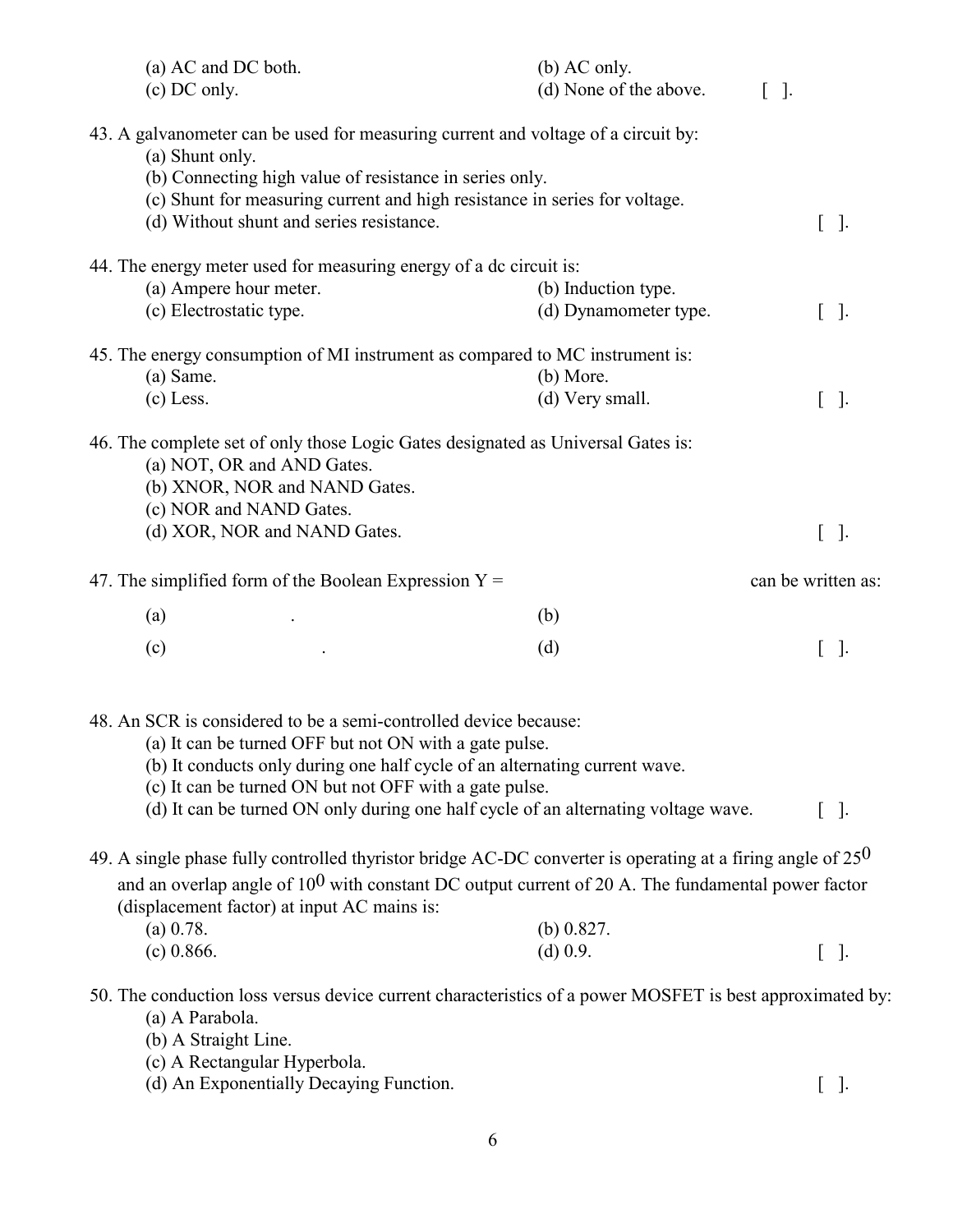(a) AC and DC both. (b) AC only.
(c) DC only. (d) None of the above. [ ].

43. A galvanometer can be used for measuring current and voltage of a circuit by:
   (a) Shunt only.
   (b) Connecting high value of resistance in series only.
   (c) Shunt for measuring current and high resistance in series for voltage.
   (d) Without shunt and series resistance. [ ].

44. The energy meter used for measuring energy of a dc circuit is:
   (a) Ampere hour meter. (b) Induction type.
   (c) Electrostatic type. (d) Dynamometer type. [ ].

45. The energy consumption of MI instrument as compared to MC instrument is:
   (a) Same. (b) More.
   (c) Less. (d) Very small. [ ].

46. The complete set of only those Logic Gates designated as Universal Gates is:
   (a) NOT, OR and AND Gates.
   (b) XNOR, NOR and NAND Gates.
   (c) NOR and NAND Gates.
   (d) XOR, NOR and NAND Gates. [ ].

47. The simplified form of the Boolean Expression Y = can be written as:
   (a) . (b)
   (c) . (d) [ ].

48. An SCR is considered to be a semi-controlled device because:
   (a) It can be turned OFF but not ON with a gate pulse.
   (b) It conducts only during one half cycle of an alternating current wave.
   (c) It can be turned ON but not OFF with a gate pulse.
   (d) It can be turned ON only during one half cycle of an alternating voltage wave. [ ].

49. A single phase fully controlled thyristor bridge AC-DC converter is operating at a firing angle of $25^0$ and an overlap angle of $10^0$ with constant DC output current of 20 A. The fundamental power factor (displacement factor) at input AC mains is:
   (a) 0.78. (b) 0.827.
   (c) 0.866. (d) 0.9. [ ].

50. The conduction loss versus device current characteristics of a power MOSFET is best approximated by:
   (a) A Parabola.
   (b) A Straight Line.
   (c) A Rectangular Hyperbola.
   (d) An Exponentially Decaying Function. [ ].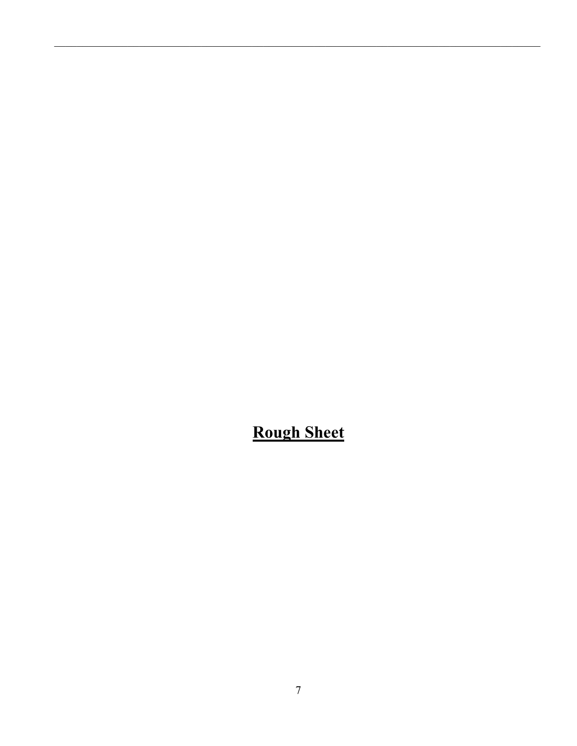**<u>Rough Sheet</u>**